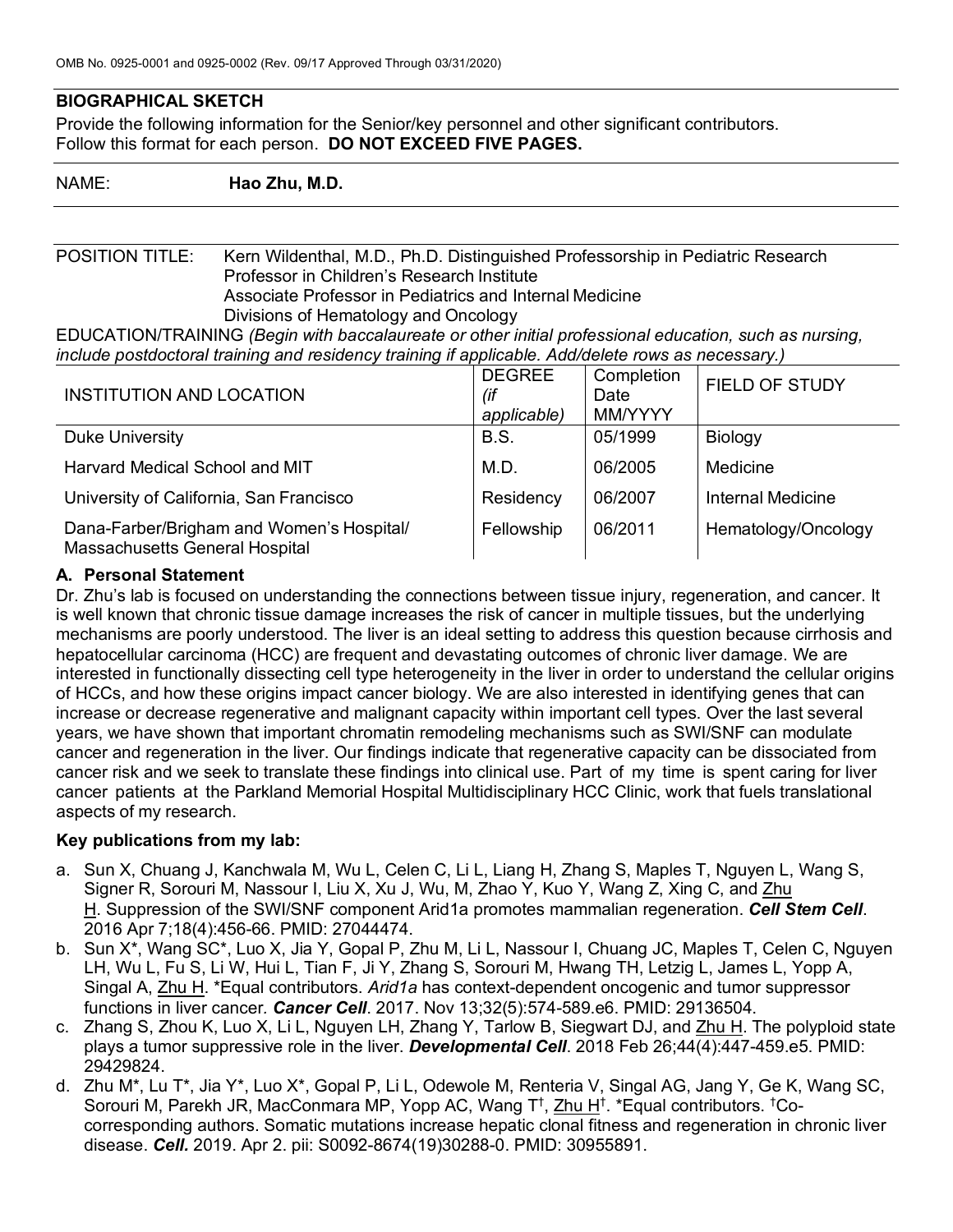OMB No. 0925-0001 and 0925-0002 (Rev. 09/17 Approved Through 03/31/2020)

## BIOGRAPHICAL SKETCH

Provide the following information for the Senior/key personnel and other significant contributors.
Follow this format for each person. **DO NOT EXCEED FIVE PAGES.**

NAME: **Hao Zhu, M.D.**

POSITION TITLE: Kern Wildenthal, M.D., Ph.D. Distinguished Professorship in Pediatric Research
Professor in Children's Research Institute
Associate Professor in Pediatrics and Internal Medicine
Divisions of Hematology and Oncology

EDUCATION/TRAINING *(Begin with baccalaureate or other initial professional education, such as nursing, include postdoctoral training and residency training if applicable. Add/delete rows as necessary.)*

| INSTITUTION AND LOCATION | DEGREE *(if applicable)* | Completion Date MM/YYYY | FIELD OF STUDY |
|---|---|---|---|
| Duke University | B.S. | 05/1999 | Biology |
| Harvard Medical School and MIT | M.D. | 06/2005 | Medicine |
| University of California, San Francisco | Residency | 06/2007 | Internal Medicine |
| Dana-Farber/Brigham and Women's Hospital/ Massachusetts General Hospital | Fellowship | 06/2011 | Hematology/Oncology |

### A. Personal Statement

Dr. Zhu's lab is focused on understanding the connections between tissue injury, regeneration, and cancer. It is well known that chronic tissue damage increases the risk of cancer in multiple tissues, but the underlying mechanisms are poorly understood. The liver is an ideal setting to address this question because cirrhosis and hepatocellular carcinoma (HCC) are frequent and devastating outcomes of chronic liver damage. We are interested in functionally dissecting cell type heterogeneity in the liver in order to understand the cellular origins of HCCs, and how these origins impact cancer biology. We are also interested in identifying genes that can increase or decrease regenerative and malignant capacity within important cell types. Over the last several years, we have shown that important chromatin remodeling mechanisms such as SWI/SNF can modulate cancer and regeneration in the liver. Our findings indicate that regenerative capacity can be dissociated from cancer risk and we seek to translate these findings into clinical use. Part of my time is spent caring for liver cancer patients at the Parkland Memorial Hospital Multidisciplinary HCC Clinic, work that fuels translational aspects of my research.

**Key publications from my lab:**

a. Sun X, Chuang J, Kanchwala M, Wu L, Celen C, Li L, Liang H, Zhang S, Maples T, Nguyen L, Wang S, Signer R, Sorouri M, Nassour I, Liu X, Xu J, Wu, M, Zhao Y, Kuo Y, Wang Z, Xing C, and Zhu H. Suppression of the SWI/SNF component Arid1a promotes mammalian regeneration. ***Cell Stem Cell***. 2016 Apr 7;18(4):456-66. PMID: 27044474.

b. Sun X\*, Wang SC\*, Luo X, Jia Y, Gopal P, Zhu M, Li L, Nassour I, Chuang JC, Maples T, Celen C, Nguyen LH, Wu L, Fu S, Li W, Hui L, Tian F, Ji Y, Zhang S, Sorouri M, Hwang TH, Letzig L, James L, Yopp A, Singal A, Zhu H. \*Equal contributors. *Arid1a* has context-dependent oncogenic and tumor suppressor functions in liver cancer. ***Cancer Cell***. 2017. Nov 13;32(5):574-589.e6. PMID: 29136504.

c. Zhang S, Zhou K, Luo X, Li L, Nguyen LH, Zhang Y, Tarlow B, Siegwart DJ, and Zhu H. The polyploid state plays a tumor suppressive role in the liver. ***Developmental Cell***. 2018 Feb 26;44(4):447-459.e5. PMID: 29429824.

d. Zhu M\*, Lu T\*, Jia Y\*, Luo X\*, Gopal P, Li L, Odewole M, Renteria V, Singal AG, Jang Y, Ge K, Wang SC, Sorouri M, Parekh JR, MacConmara MP, Yopp AC, Wang T†, Zhu H†. \*Equal contributors. †Co-corresponding authors. Somatic mutations increase hepatic clonal fitness and regeneration in chronic liver disease. ***Cell.*** 2019. Apr 2. pii: S0092-8674(19)30288-0. PMID: 30955891.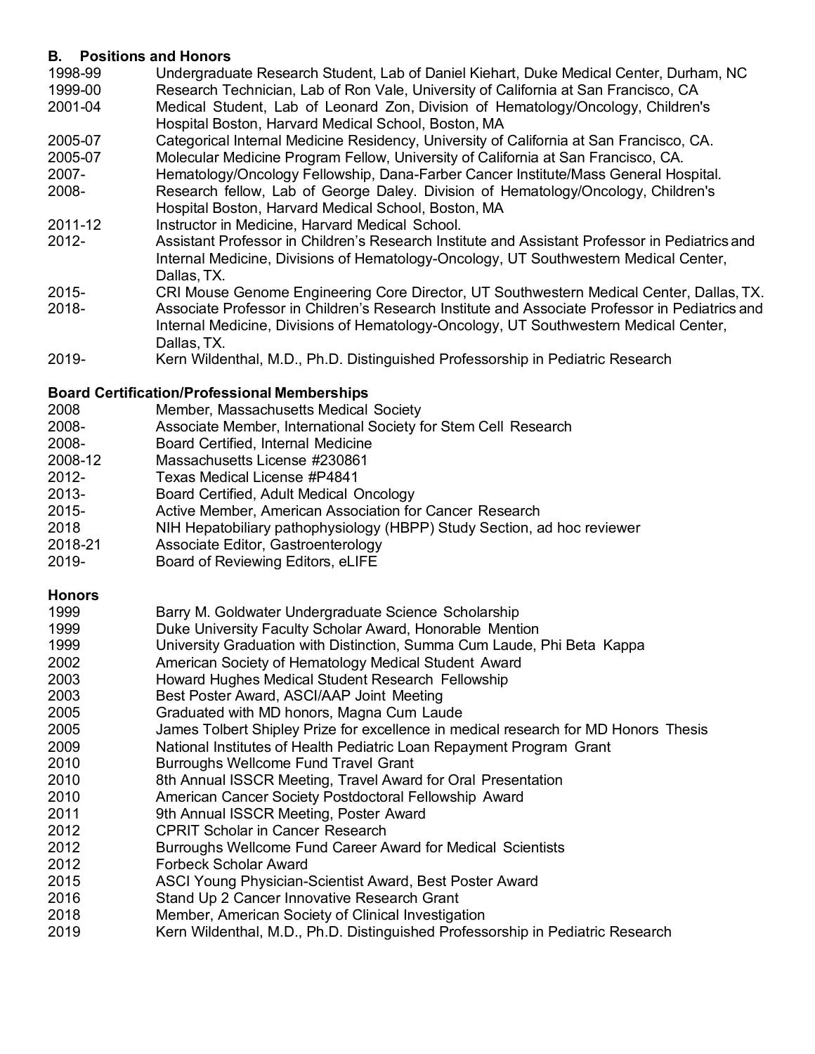## B. Positions and Honors

| | |
|---|---|
| 1998-99 | Undergraduate Research Student, Lab of Daniel Kiehart, Duke Medical Center, Durham, NC |
| 1999-00 | Research Technician, Lab of Ron Vale, University of California at San Francisco, CA |
| 2001-04 | Medical Student, Lab of Leonard Zon, Division of Hematology/Oncology, Children's Hospital Boston, Harvard Medical School, Boston, MA |
| 2005-07 | Categorical Internal Medicine Residency, University of California at San Francisco, CA. |
| 2005-07 | Molecular Medicine Program Fellow, University of California at San Francisco, CA. |
| 2007- | Hematology/Oncology Fellowship, Dana-Farber Cancer Institute/Mass General Hospital. |
| 2008- | Research fellow, Lab of George Daley. Division of Hematology/Oncology, Children's Hospital Boston, Harvard Medical School, Boston, MA |
| 2011-12 | Instructor in Medicine, Harvard Medical School. |
| 2012- | Assistant Professor in Children's Research Institute and Assistant Professor in Pediatrics and Internal Medicine, Divisions of Hematology-Oncology, UT Southwestern Medical Center, Dallas, TX. |
| 2015- | CRI Mouse Genome Engineering Core Director, UT Southwestern Medical Center, Dallas, TX. |
| 2018- | Associate Professor in Children's Research Institute and Associate Professor in Pediatrics and Internal Medicine, Divisions of Hematology-Oncology, UT Southwestern Medical Center, Dallas, TX. |
| 2019- | Kern Wildenthal, M.D., Ph.D. Distinguished Professorship in Pediatric Research |

### Board Certification/Professional Memberships

| | |
|---|---|
| 2008 | Member, Massachusetts Medical Society |
| 2008- | Associate Member, International Society for Stem Cell Research |
| 2008- | Board Certified, Internal Medicine |
| 2008-12 | Massachusetts License #230861 |
| 2012- | Texas Medical License #P4841 |
| 2013- | Board Certified, Adult Medical Oncology |
| 2015- | Active Member, American Association for Cancer Research |
| 2018 | NIH Hepatobiliary pathophysiology (HBPP) Study Section, ad hoc reviewer |
| 2018-21 | Associate Editor, Gastroenterology |
| 2019- | Board of Reviewing Editors, eLIFE |

### Honors

| | |
|---|---|
| 1999 | Barry M. Goldwater Undergraduate Science Scholarship |
| 1999 | Duke University Faculty Scholar Award, Honorable Mention |
| 1999 | University Graduation with Distinction, Summa Cum Laude, Phi Beta Kappa |
| 2002 | American Society of Hematology Medical Student Award |
| 2003 | Howard Hughes Medical Student Research Fellowship |
| 2003 | Best Poster Award, ASCI/AAP Joint Meeting |
| 2005 | Graduated with MD honors, Magna Cum Laude |
| 2005 | James Tolbert Shipley Prize for excellence in medical research for MD Honors Thesis |
| 2009 | National Institutes of Health Pediatric Loan Repayment Program Grant |
| 2010 | Burroughs Wellcome Fund Travel Grant |
| 2010 | 8th Annual ISSCR Meeting, Travel Award for Oral Presentation |
| 2010 | American Cancer Society Postdoctoral Fellowship Award |
| 2011 | 9th Annual ISSCR Meeting, Poster Award |
| 2012 | CPRIT Scholar in Cancer Research |
| 2012 | Burroughs Wellcome Fund Career Award for Medical Scientists |
| 2012 | Forbeck Scholar Award |
| 2015 | ASCI Young Physician-Scientist Award, Best Poster Award |
| 2016 | Stand Up 2 Cancer Innovative Research Grant |
| 2018 | Member, American Society of Clinical Investigation |
| 2019 | Kern Wildenthal, M.D., Ph.D. Distinguished Professorship in Pediatric Research |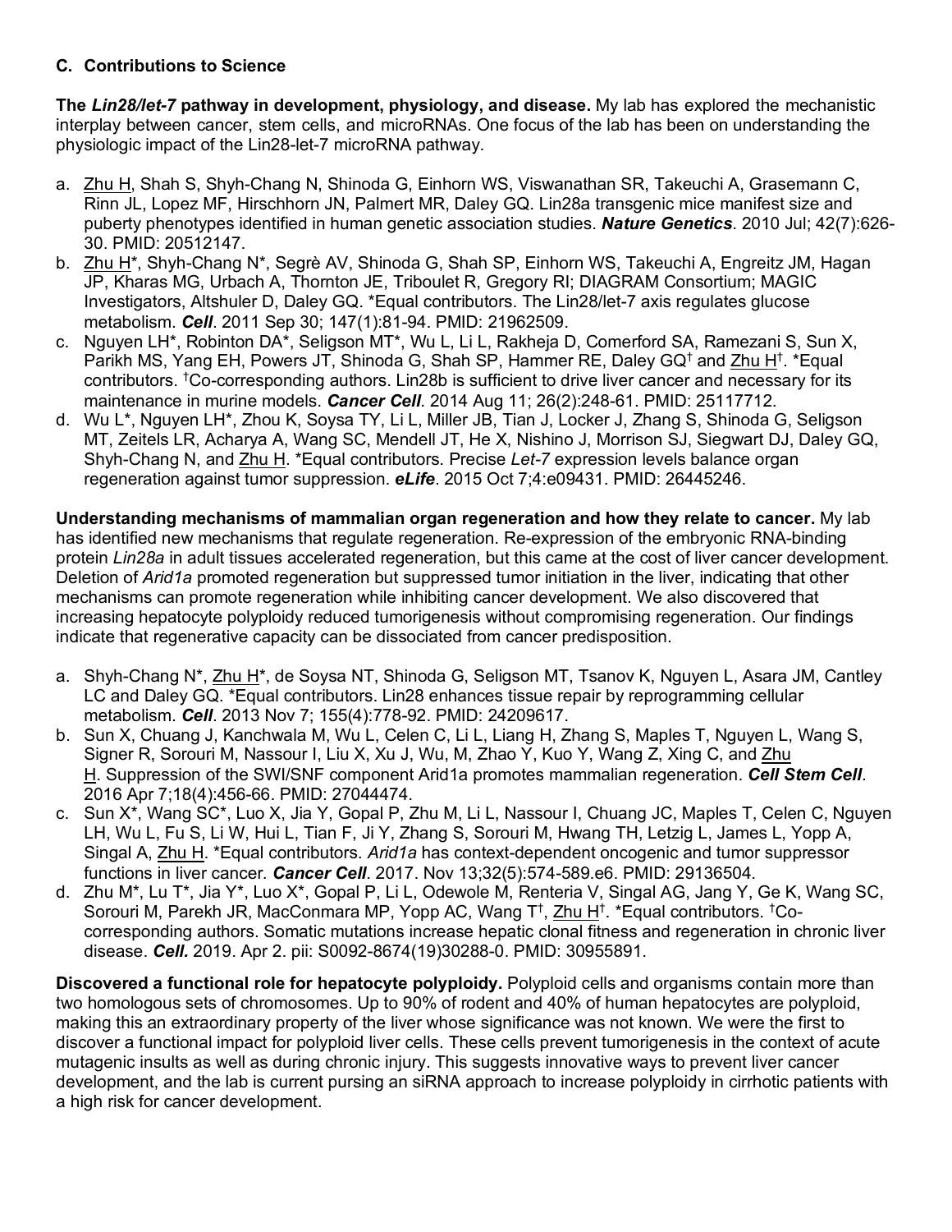### C. Contributions to Science

**The *Lin28/let-7* pathway in development, physiology, and disease.** My lab has explored the mechanistic interplay between cancer, stem cells, and microRNAs. One focus of the lab has been on understanding the physiologic impact of the Lin28-let-7 microRNA pathway.

a. Zhu H, Shah S, Shyh-Chang N, Shinoda G, Einhorn WS, Viswanathan SR, Takeuchi A, Grasemann C, Rinn JL, Lopez MF, Hirschhorn JN, Palmert MR, Daley GQ. Lin28a transgenic mice manifest size and puberty phenotypes identified in human genetic association studies. ***Nature Genetics***. 2010 Jul; 42(7):626-30. PMID: 20512147.
b. Zhu H*, Shyh-Chang N*, Segrè AV, Shinoda G, Shah SP, Einhorn WS, Takeuchi A, Engreitz JM, Hagan JP, Kharas MG, Urbach A, Thornton JE, Triboulet R, Gregory RI; DIAGRAM Consortium; MAGIC Investigators, Altshuler D, Daley GQ. *Equal contributors. The Lin28/let-7 axis regulates glucose metabolism. ***Cell***. 2011 Sep 30; 147(1):81-94. PMID: 21962509.
c. Nguyen LH*, Robinton DA*, Seligson MT*, Wu L, Li L, Rakheja D, Comerford SA, Ramezani S, Sun X, Parikh MS, Yang EH, Powers JT, Shinoda G, Shah SP, Hammer RE, Daley GQ[†] and Zhu H[†]. *Equal contributors. [†]Co-corresponding authors. Lin28b is sufficient to drive liver cancer and necessary for its maintenance in murine models. ***Cancer Cell***. 2014 Aug 11; 26(2):248-61. PMID: 25117712.
d. Wu L*, Nguyen LH*, Zhou K, Soysa TY, Li L, Miller JB, Tian J, Locker J, Zhang S, Shinoda G, Seligson MT, Zeitels LR, Acharya A, Wang SC, Mendell JT, He X, Nishino J, Morrison SJ, Siegwart DJ, Daley GQ, Shyh-Chang N, and Zhu H. *Equal contributors. Precise *Let-7* expression levels balance organ regeneration against tumor suppression. ***eLife***. 2015 Oct 7;4:e09431. PMID: 26445246.

**Understanding mechanisms of mammalian organ regeneration and how they relate to cancer.** My lab has identified new mechanisms that regulate regeneration. Re-expression of the embryonic RNA-binding protein *Lin28a* in adult tissues accelerated regeneration, but this came at the cost of liver cancer development. Deletion of *Arid1a* promoted regeneration but suppressed tumor initiation in the liver, indicating that other mechanisms can promote regeneration while inhibiting cancer development. We also discovered that increasing hepatocyte polyploidy reduced tumorigenesis without compromising regeneration. Our findings indicate that regenerative capacity can be dissociated from cancer predisposition.

a. Shyh-Chang N*, Zhu H*, de Soysa NT, Shinoda G, Seligson MT, Tsanov K, Nguyen L, Asara JM, Cantley LC and Daley GQ. *Equal contributors. Lin28 enhances tissue repair by reprogramming cellular metabolism. ***Cell***. 2013 Nov 7; 155(4):778-92. PMID: 24209617.
b. Sun X, Chuang J, Kanchwala M, Wu L, Celen C, Li L, Liang H, Zhang S, Maples T, Nguyen L, Wang S, Signer R, Sorouri M, Nassour I, Liu X, Xu J, Wu, M, Zhao Y, Kuo Y, Wang Z, Xing C, and Zhu H. Suppression of the SWI/SNF component Arid1a promotes mammalian regeneration. ***Cell Stem Cell***. 2016 Apr 7;18(4):456-66. PMID: 27044474.
c. Sun X*, Wang SC*, Luo X, Jia Y, Gopal P, Zhu M, Li L, Nassour I, Chuang JC, Maples T, Celen C, Nguyen LH, Wu L, Fu S, Li W, Hui L, Tian F, Ji Y, Zhang S, Sorouri M, Hwang TH, Letzig L, James L, Yopp A, Singal A, Zhu H. *Equal contributors. *Arid1a* has context-dependent oncogenic and tumor suppressor functions in liver cancer. ***Cancer Cell***. 2017. Nov 13;32(5):574-589.e6. PMID: 29136504.
d. Zhu M*, Lu T*, Jia Y*, Luo X*, Gopal P, Li L, Odewole M, Renteria V, Singal AG, Jang Y, Ge K, Wang SC, Sorouri M, Parekh JR, MacConmara MP, Yopp AC, Wang T[†], Zhu H[†]. *Equal contributors. [†]Co-corresponding authors. Somatic mutations increase hepatic clonal fitness and regeneration in chronic liver disease. ***Cell.*** 2019. Apr 2. pii: S0092-8674(19)30288-0. PMID: 30955891.

**Discovered a functional role for hepatocyte polyploidy.** Polyploid cells and organisms contain more than two homologous sets of chromosomes. Up to 90% of rodent and 40% of human hepatocytes are polyploid, making this an extraordinary property of the liver whose significance was not known. We were the first to discover a functional impact for polyploid liver cells. These cells prevent tumorigenesis in the context of acute mutagenic insults as well as during chronic injury. This suggests innovative ways to prevent liver cancer development, and the lab is current pursing an siRNA approach to increase polyploidy in cirrhotic patients with a high risk for cancer development.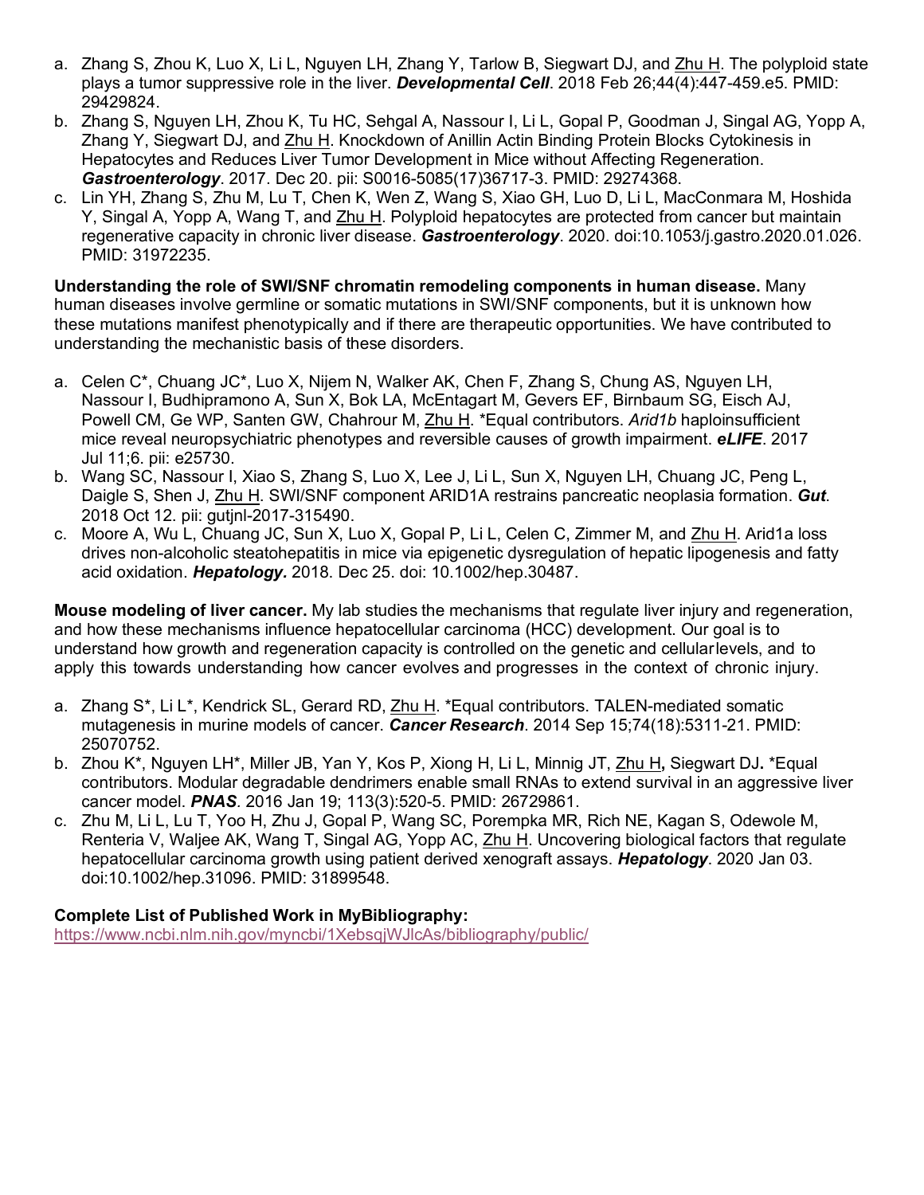a. Zhang S, Zhou K, Luo X, Li L, Nguyen LH, Zhang Y, Tarlow B, Siegwart DJ, and Zhu H. The polyploid state plays a tumor suppressive role in the liver. ***Developmental Cell***. 2018 Feb 26;44(4):447-459.e5. PMID: 29429824.
b. Zhang S, Nguyen LH, Zhou K, Tu HC, Sehgal A, Nassour I, Li L, Gopal P, Goodman J, Singal AG, Yopp A, Zhang Y, Siegwart DJ, and Zhu H. Knockdown of Anillin Actin Binding Protein Blocks Cytokinesis in Hepatocytes and Reduces Liver Tumor Development in Mice without Affecting Regeneration. ***Gastroenterology***. 2017. Dec 20. pii: S0016-5085(17)36717-3. PMID: 29274368.
c. Lin YH, Zhang S, Zhu M, Lu T, Chen K, Wen Z, Wang S, Xiao GH, Luo D, Li L, MacConmara M, Hoshida Y, Singal A, Yopp A, Wang T, and Zhu H. Polyploid hepatocytes are protected from cancer but maintain regenerative capacity in chronic liver disease. ***Gastroenterology***. 2020. doi:10.1053/j.gastro.2020.01.026. PMID: 31972235.

**Understanding the role of SWI/SNF chromatin remodeling components in human disease.** Many human diseases involve germline or somatic mutations in SWI/SNF components, but it is unknown how these mutations manifest phenotypically and if there are therapeutic opportunities. We have contributed to understanding the mechanistic basis of these disorders.

a. Celen C*, Chuang JC*, Luo X, Nijem N, Walker AK, Chen F, Zhang S, Chung AS, Nguyen LH, Nassour I, Budhipramono A, Sun X, Bok LA, McEntagart M, Gevers EF, Birnbaum SG, Eisch AJ, Powell CM, Ge WP, Santen GW, Chahrour M, Zhu H. *Equal contributors. *Arid1b* haploinsufficient mice reveal neuropsychiatric phenotypes and reversible causes of growth impairment. ***eLIFE***. 2017 Jul 11;6. pii: e25730.
b. Wang SC, Nassour I, Xiao S, Zhang S, Luo X, Lee J, Li L, Sun X, Nguyen LH, Chuang JC, Peng L, Daigle S, Shen J, Zhu H. SWI/SNF component ARID1A restrains pancreatic neoplasia formation. ***Gut***. 2018 Oct 12. pii: gutjnl-2017-315490.
c. Moore A, Wu L, Chuang JC, Sun X, Luo X, Gopal P, Li L, Celen C, Zimmer M, and Zhu H. Arid1a loss drives non-alcoholic steatohepatitis in mice via epigenetic dysregulation of hepatic lipogenesis and fatty acid oxidation. ***Hepatology.*** 2018. Dec 25. doi: 10.1002/hep.30487.

**Mouse modeling of liver cancer.** My lab studies the mechanisms that regulate liver injury and regeneration, and how these mechanisms influence hepatocellular carcinoma (HCC) development. Our goal is to understand how growth and regeneration capacity is controlled on the genetic and cellular levels, and to apply this towards understanding how cancer evolves and progresses in the context of chronic injury.

a. Zhang S*, Li L*, Kendrick SL, Gerard RD, Zhu H. *Equal contributors. TALEN-mediated somatic mutagenesis in murine models of cancer. ***Cancer Research***. 2014 Sep 15;74(18):5311-21. PMID: 25070752.
b. Zhou K*, Nguyen LH*, Miller JB, Yan Y, Kos P, Xiong H, Li L, Minnig JT, Zhu H**,** Siegwart DJ**.** *Equal contributors. Modular degradable dendrimers enable small RNAs to extend survival in an aggressive liver cancer model. ***PNAS***. 2016 Jan 19; 113(3):520-5. PMID: 26729861.
c. Zhu M, Li L, Lu T, Yoo H, Zhu J, Gopal P, Wang SC, Porempka MR, Rich NE, Kagan S, Odewole M, Renteria V, Waljee AK, Wang T, Singal AG, Yopp AC, Zhu H. Uncovering biological factors that regulate hepatocellular carcinoma growth using patient derived xenograft assays. ***Hepatology***. 2020 Jan 03. doi:10.1002/hep.31096. PMID: 31899548.

**Complete List of Published Work in MyBibliography:**
https://www.ncbi.nlm.nih.gov/myncbi/1XebsqjWJlcAs/bibliography/public/